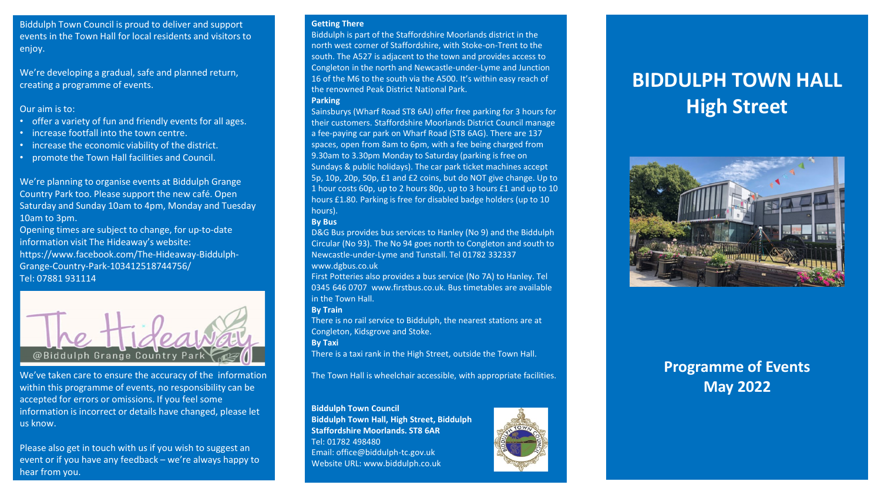Biddulph Town Council is proud to deliver and support events in the Town Hall for local residents and visitors to enjoy.

We're developing a gradual, safe and planned return, creating a programme of events.

Our aim is to:

- offer a variety of fun and friendly events for all ages.
- increase footfall into the town centre.
- increase the economic viability of the district.
- promote the Town Hall facilities and Council.

We're planning to organise events at Biddulph Grange Country Park too. Please support the new café. Open Saturday and Sunday 10am to 4pm, Monday and Tuesday 10am to 3pm.
Opening times are subject to change, for up-to-date information visit The Hideaway's website: https://www.facebook.com/The-Hideaway-Biddulph-Grange-Country-Park-103412518744756/
Tel: 07881 931114

The Hideaway
@Biddulph Grange Country Park

We've taken care to ensure the accuracy of the information within this programme of events, no responsibility can be accepted for errors or omissions. If you feel some information is incorrect or details have changed, please let us know.

Please also get in touch with us if you wish to suggest an event or if you have any feedback – we're always happy to hear from you.

**Getting There**

Biddulph is part of the Staffordshire Moorlands district in the north west corner of Staffordshire, with Stoke-on-Trent to the south. The A527 is adjacent to the town and provides access to Congleton in the north and Newcastle-under-Lyme and Junction 16 of the M6 to the south via the A500. It's within easy reach of the renowned Peak District National Park.

**Parking**

Sainsburys (Wharf Road ST8 6AJ) offer free parking for 3 hours for their customers. Staffordshire Moorlands District Council manage a fee-paying car park on Wharf Road (ST8 6AG). There are 137 spaces, open from 8am to 6pm, with a fee being charged from 9.30am to 3.30pm Monday to Saturday (parking is free on Sundays & public holidays). The car park ticket machines accept 5p, 10p, 20p, 50p, £1 and £2 coins, but do NOT give change. Up to 1 hour costs 60p, up to 2 hours 80p, up to 3 hours £1 and up to 10 hours £1.80. Parking is free for disabled badge holders (up to 10 hours).

**By Bus**

D&G Bus provides bus services to Hanley (No 9) and the Biddulph Circular (No 93). The No 94 goes north to Congleton and south to Newcastle-under-Lyme and Tunstall. Tel 01782 332337 www.dgbus.co.uk
First Potteries also provides a bus service (No 7A) to Hanley. Tel 0345 646 0707 www.firstbus.co.uk. Bus timetables are available in the Town Hall.

**By Train**

There is no rail service to Biddulph, the nearest stations are at Congleton, Kidsgrove and Stoke.

**By Taxi**

There is a taxi rank in the High Street, outside the Town Hall.

The Town Hall is wheelchair accessible, with appropriate facilities.

**Biddulph Town Council**
**Biddulph Town Hall, High Street, Biddulph**
**Staffordshire Moorlands. ST8 6AR**
Tel: 01782 498480
Email: office@biddulph-tc.gov.uk
Website URL: www.biddulph.co.uk

# BIDDULPH TOWN HALL
# High Street

## Programme of Events
## May 2022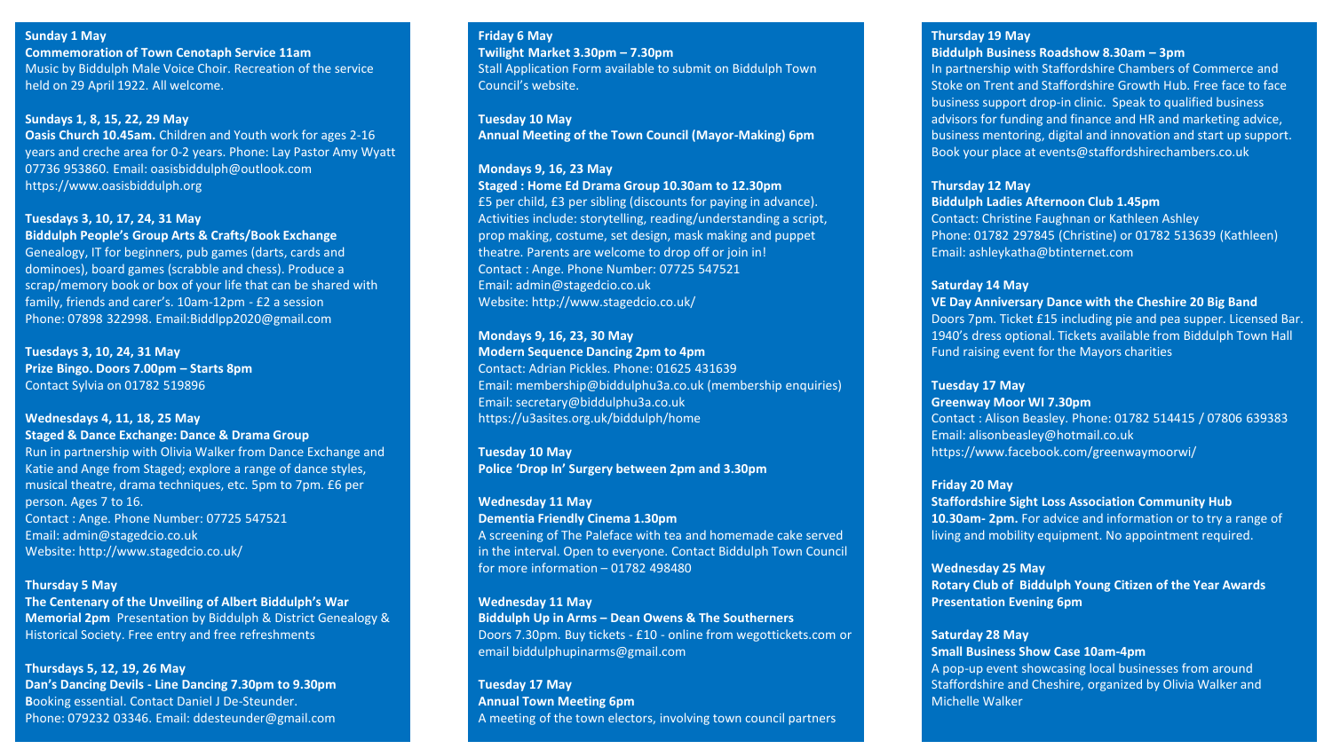**Sunday 1 May**
**Commemoration of Town Cenotaph Service 11am**
Music by Biddulph Male Voice Choir. Recreation of the service held on 29 April 1922. All welcome.

**Sundays 1, 8, 15, 22, 29 May**
**Oasis Church 10.45am.** Children and Youth work for ages 2-16 years and creche area for 0-2 years. Phone: Lay Pastor Amy Wyatt 07736 953860. Email: oasisbiddulph@outlook.com https://www.oasisbiddulph.org

**Tuesdays 3, 10, 17, 24, 31 May**
**Biddulph People's Group Arts & Crafts/Book Exchange**
Genealogy, IT for beginners, pub games (darts, cards and dominoes), board games (scrabble and chess). Produce a scrap/memory book or box of your life that can be shared with family, friends and carer's. 10am-12pm - £2 a session
Phone: 07898 322998. Email:Biddlpp2020@gmail.com

**Tuesdays 3, 10, 24, 31 May**
**Prize Bingo. Doors 7.00pm – Starts 8pm**
Contact Sylvia on 01782 519896

**Wednesdays 4, 11, 18, 25 May**
**Staged & Dance Exchange: Dance & Drama Group**
Run in partnership with Olivia Walker from Dance Exchange and Katie and Ange from Staged; explore a range of dance styles, musical theatre, drama techniques, etc. 5pm to 7pm. £6 per person. Ages 7 to 16.
Contact : Ange. Phone Number: 07725 547521
Email: admin@stagedcio.co.uk
Website: http://www.stagedcio.co.uk/

**Thursday 5 May**
**The Centenary of the Unveiling of Albert Biddulph's War Memorial 2pm** Presentation by Biddulph & District Genealogy & Historical Society. Free entry and free refreshments

**Thursdays 5, 12, 19, 26 May**
**Dan's Dancing Devils - Line Dancing 7.30pm to 9.30pm**
**B**ooking essential. Contact Daniel J De-Steunder.
Phone: 079232 03346. Email: ddesteunder@gmail.com

**Friday 6 May**
**Twilight Market 3.30pm – 7.30pm**
Stall Application Form available to submit on Biddulph Town Council's website.

**Tuesday 10 May**
**Annual Meeting of the Town Council (Mayor-Making) 6pm**

**Mondays 9, 16, 23 May**
**Staged : Home Ed Drama Group 10.30am to 12.30pm**
£5 per child, £3 per sibling (discounts for paying in advance). Activities include: storytelling, reading/understanding a script, prop making, costume, set design, mask making and puppet theatre. Parents are welcome to drop off or join in!
Contact : Ange. Phone Number: 07725 547521
Email: admin@stagedcio.co.uk
Website: http://www.stagedcio.co.uk/

**Mondays 9, 16, 23, 30 May**
**Modern Sequence Dancing 2pm to 4pm**
Contact: Adrian Pickles. Phone: 01625 431639
Email: membership@biddulphu3a.co.uk (membership enquiries)
Email: secretary@biddulphu3a.co.uk
https://u3asites.org.uk/biddulph/home

**Tuesday 10 May**
**Police 'Drop In' Surgery between 2pm and 3.30pm**

**Wednesday 11 May**
**Dementia Friendly Cinema 1.30pm**
A screening of The Paleface with tea and homemade cake served in the interval. Open to everyone. Contact Biddulph Town Council for more information – 01782 498480

**Wednesday 11 May**
**Biddulph Up in Arms – Dean Owens & The Southerners**
Doors 7.30pm. Buy tickets - £10 - online from wegottickets.com or email biddulphupinarms@gmail.com

**Tuesday 17 May**
**Annual Town Meeting 6pm**
A meeting of the town electors, involving town council partners

**Thursday 19 May**
**Biddulph Business Roadshow 8.30am – 3pm**
In partnership with Staffordshire Chambers of Commerce and Stoke on Trent and Staffordshire Growth Hub. Free face to face business support drop-in clinic. Speak to qualified business advisors for funding and finance and HR and marketing advice, business mentoring, digital and innovation and start up support. Book your place at events@staffordshirechambers.co.uk

**Thursday 12 May**
**Biddulph Ladies Afternoon Club 1.45pm**
Contact: Christine Faughnan or Kathleen Ashley
Phone: 01782 297845 (Christine) or 01782 513639 (Kathleen)
Email: ashleykatha@btinternet.com

**Saturday 14 May**
**VE Day Anniversary Dance with the Cheshire 20 Big Band**
Doors 7pm. Ticket £15 including pie and pea supper. Licensed Bar. 1940's dress optional. Tickets available from Biddulph Town Hall
Fund raising event for the Mayors charities

**Tuesday 17 May**
**Greenway Moor WI 7.30pm**
Contact : Alison Beasley. Phone: 01782 514415 / 07806 639383
Email: alisonbeasley@hotmail.co.uk
https://www.facebook.com/greenwaymoorwi/

**Friday 20 May**
**Staffordshire Sight Loss Association Community Hub 10.30am- 2pm.** For advice and information or to try a range of living and mobility equipment. No appointment required.

**Wednesday 25 May**
**Rotary Club of Biddulph Young Citizen of the Year Awards Presentation Evening 6pm**

**Saturday 28 May**
**Small Business Show Case 10am-4pm**
A pop-up event showcasing local businesses from around Staffordshire and Cheshire, organized by Olivia Walker and Michelle Walker